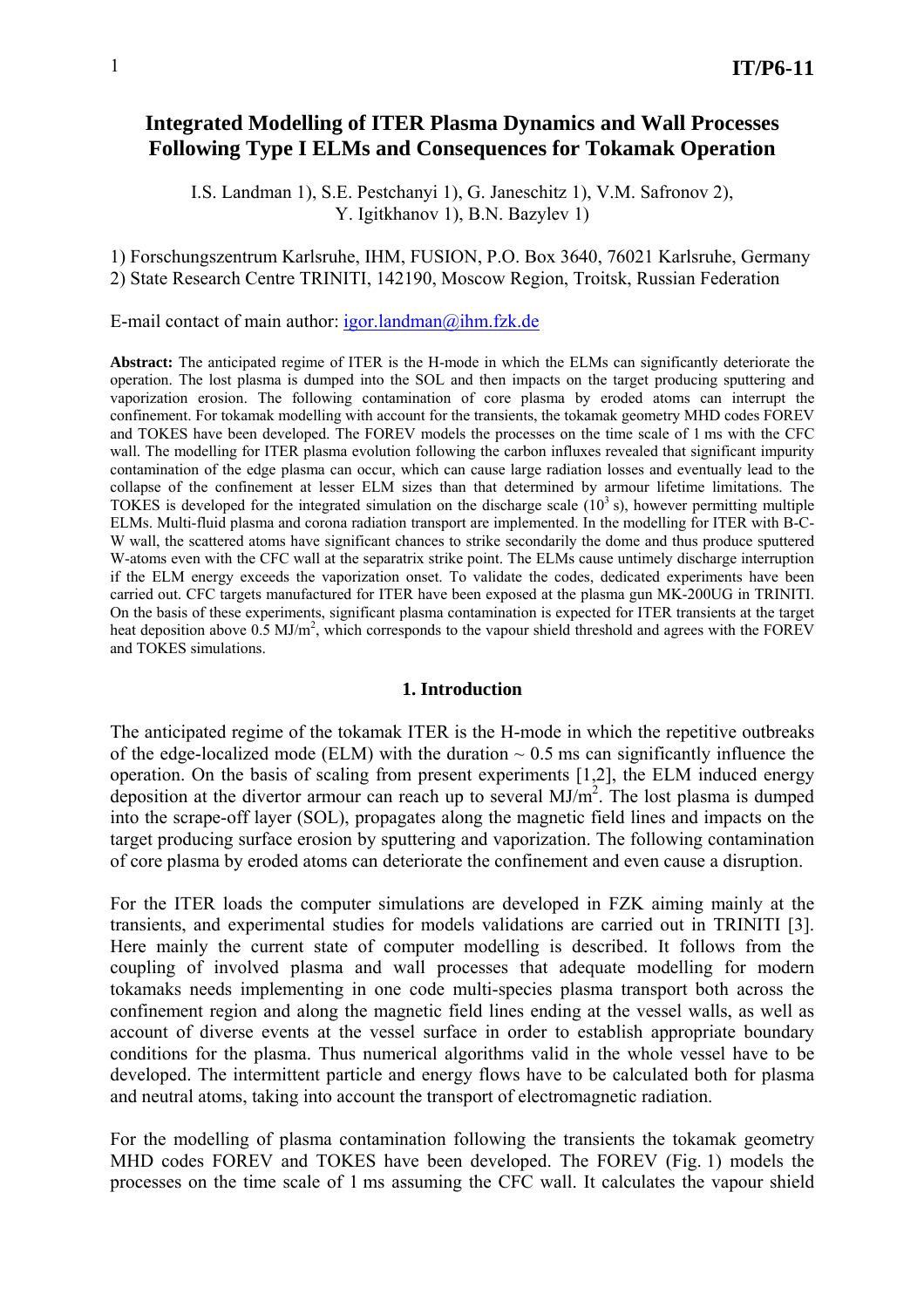# Integrated Modelling of ITER Plasma Dynamics and Wall Processes Following Type I ELMs and Consequences for Tokamak Operation

I.S. Landman 1), S.E. Pestchanyi 1), G. Janeschitz 1), V.M. Safronov 2), Y. Igitkhanov 1), B.N. Bazylev 1)

1) Forschungszentrum Karlsruhe, IHM, FUSION, P.O. Box 3640, 76021 Karlsruhe, Germany
2) State Research Centre TRINITI, 142190, Moscow Region, Troitsk, Russian Federation

E-mail contact of main author: igor.landman@ihm.fzk.de

**Abstract:** The anticipated regime of ITER is the H-mode in which the ELMs can significantly deteriorate the operation. The lost plasma is dumped into the SOL and then impacts on the target producing sputtering and vaporization erosion. The following contamination of core plasma by eroded atoms can interrupt the confinement. For tokamak modelling with account for the transients, the tokamak geometry MHD codes FOREV and TOKES have been developed. The FOREV models the processes on the time scale of 1 ms with the CFC wall. The modelling for ITER plasma evolution following the carbon influxes revealed that significant impurity contamination of the edge plasma can occur, which can cause large radiation losses and eventually lead to the collapse of the confinement at lesser ELM sizes than that determined by armour lifetime limitations. The TOKES is developed for the integrated simulation on the discharge scale ($10^3$ s), however permitting multiple ELMs. Multi-fluid plasma and corona radiation transport are implemented. In the modelling for ITER with B-C-W wall, the scattered atoms have significant chances to strike secondarily the dome and thus produce sputtered W-atoms even with the CFC wall at the separatrix strike point. The ELMs cause untimely discharge interruption if the ELM energy exceeds the vaporization onset. To validate the codes, dedicated experiments have been carried out. CFC targets manufactured for ITER have been exposed at the plasma gun MK-200UG in TRINITI. On the basis of these experiments, significant plasma contamination is expected for ITER transients at the target heat deposition above 0.5 MJ/m$^2$, which corresponds to the vapour shield threshold and agrees with the FOREV and TOKES simulations.

## 1. Introduction

The anticipated regime of the tokamak ITER is the H-mode in which the repetitive outbreaks of the edge-localized mode (ELM) with the duration ~ 0.5 ms can significantly influence the operation. On the basis of scaling from present experiments [1,2], the ELM induced energy deposition at the divertor armour can reach up to several MJ/m$^2$. The lost plasma is dumped into the scrape-off layer (SOL), propagates along the magnetic field lines and impacts on the target producing surface erosion by sputtering and vaporization. The following contamination of core plasma by eroded atoms can deteriorate the confinement and even cause a disruption.

For the ITER loads the computer simulations are developed in FZK aiming mainly at the transients, and experimental studies for models validations are carried out in TRINITI [3]. Here mainly the current state of computer modelling is described. It follows from the coupling of involved plasma and wall processes that adequate modelling for modern tokamaks needs implementing in one code multi-species plasma transport both across the confinement region and along the magnetic field lines ending at the vessel walls, as well as account of diverse events at the vessel surface in order to establish appropriate boundary conditions for the plasma. Thus numerical algorithms valid in the whole vessel have to be developed. The intermittent particle and energy flows have to be calculated both for plasma and neutral atoms, taking into account the transport of electromagnetic radiation.

For the modelling of plasma contamination following the transients the tokamak geometry MHD codes FOREV and TOKES have been developed. The FOREV (Fig. 1) models the processes on the time scale of 1 ms assuming the CFC wall. It calculates the vapour shield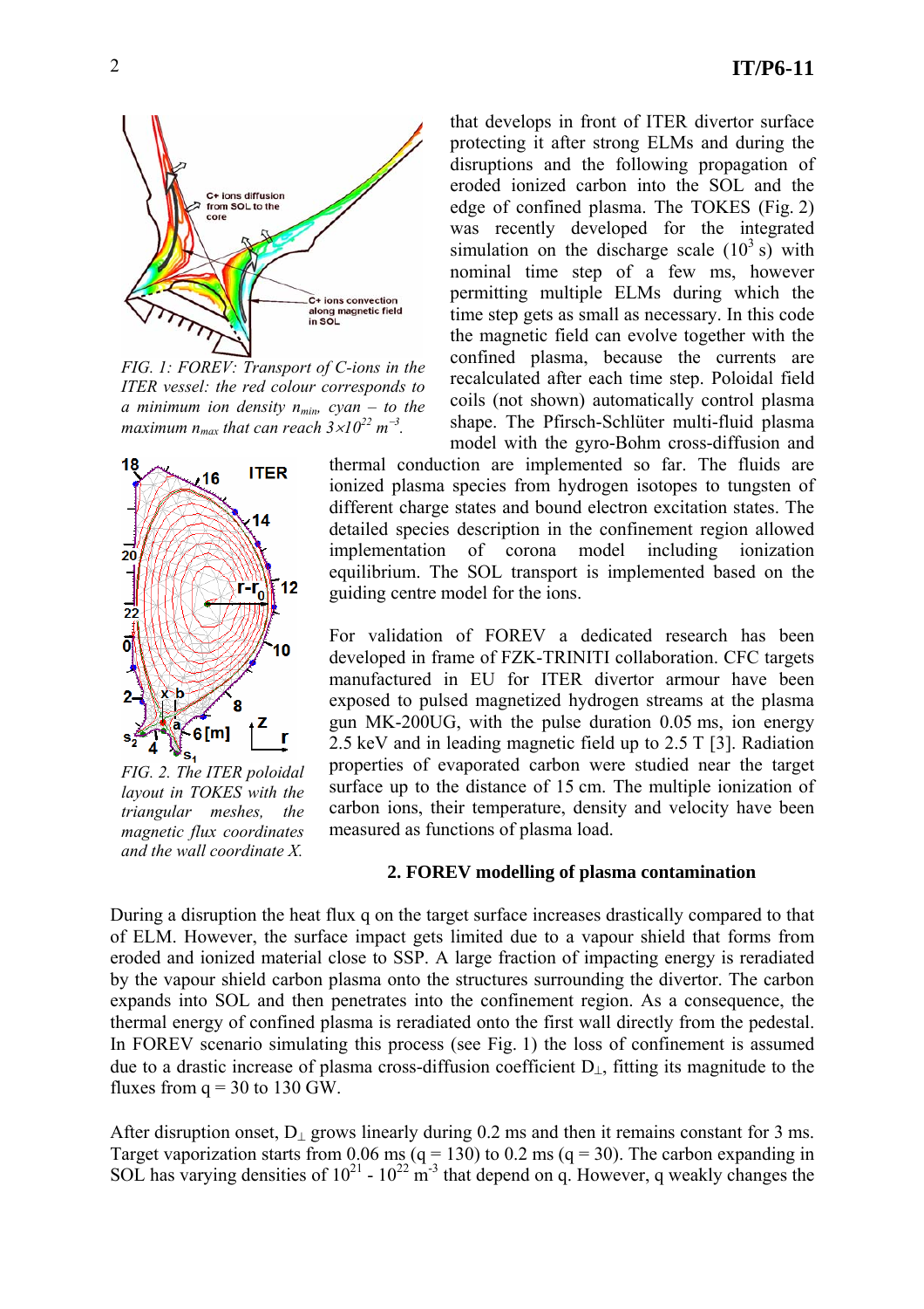FIG. 1: FOREV: Transport of C-ions in the ITER vessel: the red colour corresponds to a minimum ion density $n_{min}$, cyan – to the maximum $n_{max}$ that can reach $3\times10^{22}$ $m^{-3}$.

that develops in front of ITER divertor surface protecting it after strong ELMs and during the disruptions and the following propagation of eroded ionized carbon into the SOL and the edge of confined plasma. The TOKES (Fig. 2) was recently developed for the integrated simulation on the discharge scale ($10^3$ s) with nominal time step of a few ms, however permitting multiple ELMs during which the time step gets as small as necessary. In this code the magnetic field can evolve together with the confined plasma, because the currents are recalculated after each time step. Poloidal field coils (not shown) automatically control plasma shape. The Pfirsch-Schlüter multi-fluid plasma model with the gyro-Bohm cross-diffusion and thermal conduction are implemented so far. The fluids are ionized plasma species from hydrogen isotopes to tungsten of different charge states and bound electron excitation states. The detailed species description in the confinement region allowed implementation of corona model including ionization equilibrium. The SOL transport is implemented based on the guiding centre model for the ions.

FIG. 2. The ITER poloidal layout in TOKES with the triangular meshes, the magnetic flux coordinates and the wall coordinate X.

For validation of FOREV a dedicated research has been developed in frame of FZK-TRINITI collaboration. CFC targets manufactured in EU for ITER divertor armour have been exposed to pulsed magnetized hydrogen streams at the plasma gun MK-200UG, with the pulse duration 0.05 ms, ion energy 2.5 keV and in leading magnetic field up to 2.5 T [3]. Radiation properties of evaporated carbon were studied near the target surface up to the distance of 15 cm. The multiple ionization of carbon ions, their temperature, density and velocity have been measured as functions of plasma load.

## 2. FOREV modelling of plasma contamination

During a disruption the heat flux q on the target surface increases drastically compared to that of ELM. However, the surface impact gets limited due to a vapour shield that forms from eroded and ionized material close to SSP. A large fraction of impacting energy is reradiated by the vapour shield carbon plasma onto the structures surrounding the divertor. The carbon expands into SOL and then penetrates into the confinement region. As a consequence, the thermal energy of confined plasma is reradiated onto the first wall directly from the pedestal. In FOREV scenario simulating this process (see Fig. 1) the loss of confinement is assumed due to a drastic increase of plasma cross-diffusion coefficient $D_\perp$, fitting its magnitude to the fluxes from q = 30 to 130 GW.

After disruption onset, $D_\perp$ grows linearly during 0.2 ms and then it remains constant for 3 ms. Target vaporization starts from 0.06 ms (q = 130) to 0.2 ms (q = 30). The carbon expanding in SOL has varying densities of $10^{21}$ - $10^{22}$ $m^{-3}$ that depend on q. However, q weakly changes the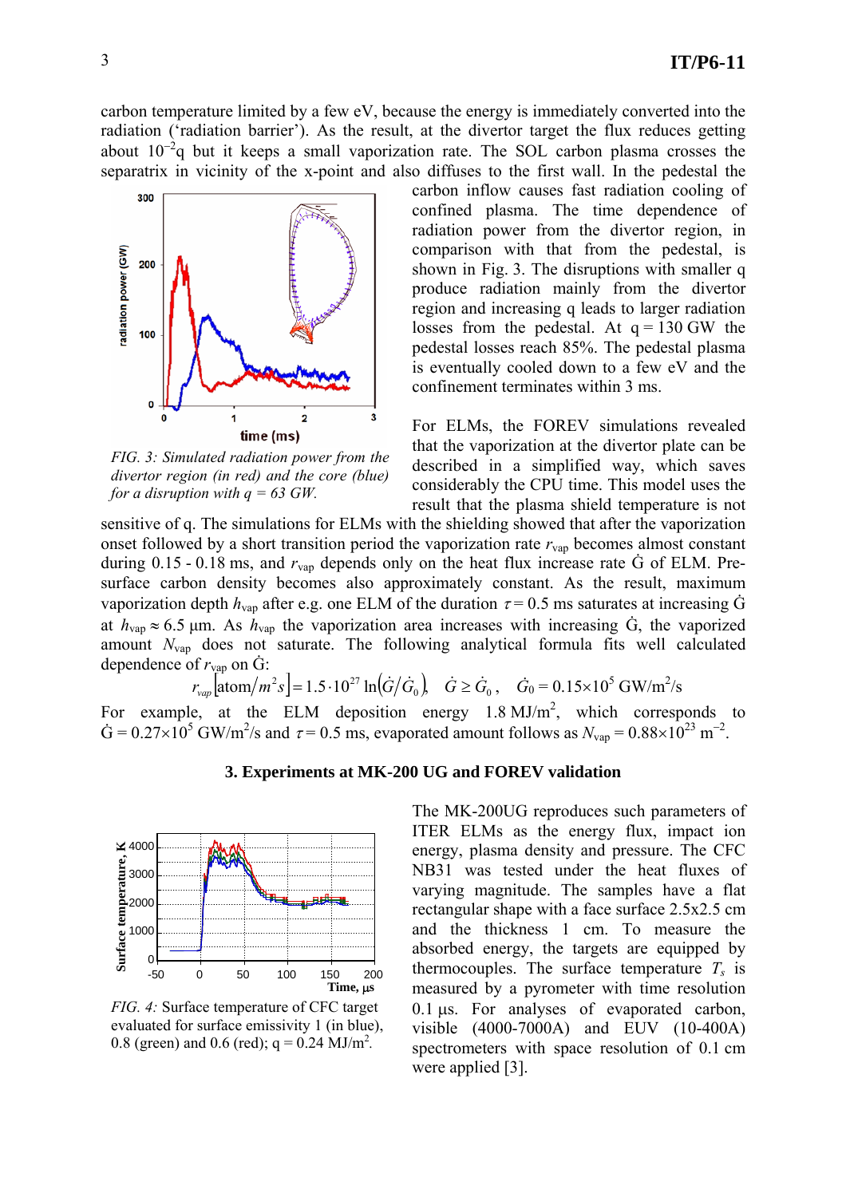carbon temperature limited by a few eV, because the energy is immediately converted into the radiation ('radiation barrier'). As the result, at the divertor target the flux reduces getting about $10^{-2}$q but it keeps a small vaporization rate. The SOL carbon plasma crosses the separatrix in vicinity of the x-point and also diffuses to the first wall. In the pedestal the carbon inflow causes fast radiation cooling of confined plasma. The time dependence of radiation power from the divertor region, in comparison with that from the pedestal, is shown in Fig. 3. The disruptions with smaller q produce radiation mainly from the divertor region and increasing q leads to larger radiation losses from the pedestal. At q = 130 GW the pedestal losses reach 85%. The pedestal plasma is eventually cooled down to a few eV and the confinement terminates within 3 ms.

*FIG. 3: Simulated radiation power from the divertor region (in red) and the core (blue) for a disruption with q = 63 GW.*

For ELMs, the FOREV simulations revealed that the vaporization at the divertor plate can be described in a simplified way, which saves considerably the CPU time. This model uses the result that the plasma shield temperature is not sensitive of q. The simulations for ELMs with the shielding showed that after the vaporization onset followed by a short transition period the vaporization rate $r_{vap}$ becomes almost constant during 0.15 - 0.18 ms, and $r_{vap}$ depends only on the heat flux increase rate $\dot{G}$ of ELM. Pre-surface carbon density becomes also approximately constant. As the result, maximum vaporization depth $h_{vap}$ after e.g. one ELM of the duration $\tau = 0.5$ ms saturates at increasing $\dot{G}$ at $h_{vap} \approx 6.5$ µm. As $h_{vap}$ the vaporization area increases with increasing $\dot{G}$, the vaporized amount $N_{vap}$ does not saturate. The following analytical formula fits well calculated dependence of $r_{vap}$ on $\dot{G}$:

$$r_{vap}\left[\text{atom}/m^2 s\right] = 1.5 \cdot 10^{27} \ln\left(\dot{G}/\dot{G}_0\right), \quad \dot{G} \geq \dot{G}_0, \quad \dot{G}_0 = 0.15\times10^5 \text{ GW/m}^2\text{/s}$$

For example, at the ELM deposition energy 1.8 MJ/m$^2$, which corresponds to $\dot{G} = 0.27\times10^5$ GW/m$^2$/s and $\tau = 0.5$ ms, evaporated amount follows as $N_{vap} = 0.88\times10^{23}$ m$^{-2}$.

## 3. Experiments at MK-200 UG and FOREV validation

The MK-200UG reproduces such parameters of ITER ELMs as the energy flux, impact ion energy, plasma density and pressure. The CFC NB31 was tested under the heat fluxes of varying magnitude. The samples have a flat rectangular shape with a face surface 2.5x2.5 cm and the thickness 1 cm. To measure the absorbed energy, the targets are equipped by thermocouples. The surface temperature $T_s$ is measured by a pyrometer with time resolution 0.1 µs. For analyses of evaporated carbon, visible (4000-7000A) and EUV (10-400A) spectrometers with space resolution of 0.1 cm were applied [3].

*FIG. 4:* Surface temperature of CFC target evaluated for surface emissivity 1 (in blue), 0.8 (green) and 0.6 (red); q = 0.24 MJ/m$^2$.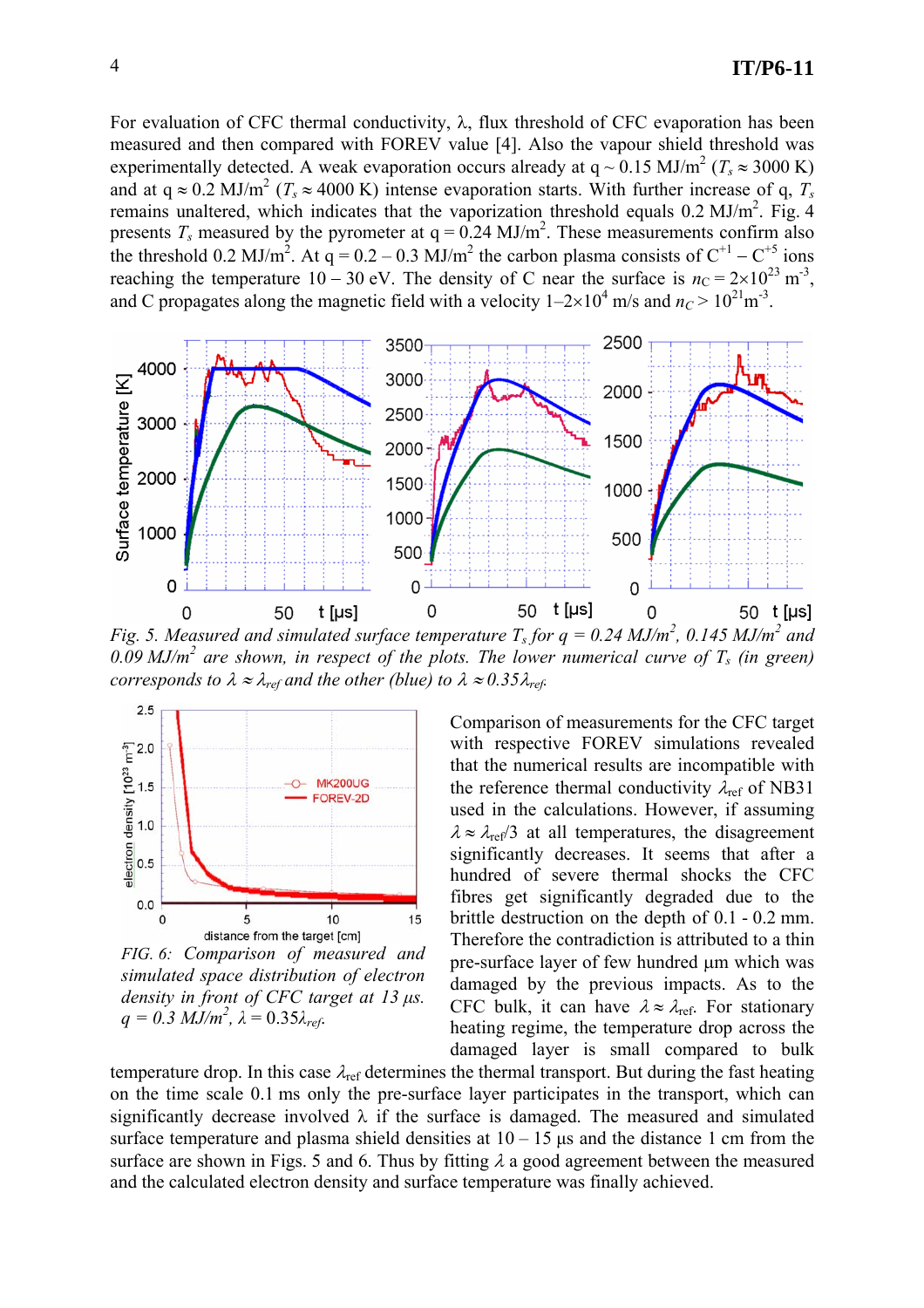For evaluation of CFC thermal conductivity, λ, flux threshold of CFC evaporation has been measured and then compared with FOREV value [4]. Also the vapour shield threshold was experimentally detected. A weak evaporation occurs already at q ~ 0.15 MJ/m$^2$ ($T_s \approx 3000$ K) and at q ≈ 0.2 MJ/m$^2$ ($T_s \approx 4000$ K) intense evaporation starts. With further increase of q, $T_s$ remains unaltered, which indicates that the vaporization threshold equals 0.2 MJ/m$^2$. Fig. 4 presents $T_s$ measured by the pyrometer at q = 0.24 MJ/m$^2$. These measurements confirm also the threshold 0.2 MJ/m$^2$. At q = 0.2 – 0.3 MJ/m$^2$ the carbon plasma consists of $C^{+1} - C^{+5}$ ions reaching the temperature 10 – 30 eV. The density of C near the surface is $n_C = 2\times10^{23}$ m$^{-3}$, and C propagates along the magnetic field with a velocity 1–2×10$^4$ m/s and $n_C > 10^{21}$m$^{-3}$.

*Fig. 5. Measured and simulated surface temperature $T_s$ for q = 0.24 MJ/m$^2$, 0.145 MJ/m$^2$ and 0.09 MJ/m$^2$ are shown, in respect of the plots. The lower numerical curve of $T_s$ (in green) corresponds to $\lambda \approx \lambda_{ref}$ and the other (blue) to $\lambda \approx 0.35\lambda_{ref}$.*

*FIG. 6: Comparison of measured and simulated space distribution of electron density in front of CFC target at 13 µs. q = 0.3 MJ/m$^2$, $\lambda = 0.35\lambda_{ref}$.*

Comparison of measurements for the CFC target with respective FOREV simulations revealed that the numerical results are incompatible with the reference thermal conductivity $\lambda_{ref}$ of NB31 used in the calculations. However, if assuming $\lambda \approx \lambda_{ref}/3$ at all temperatures, the disagreement significantly decreases. It seems that after a hundred of severe thermal shocks the CFC fibres get significantly degraded due to the brittle destruction on the depth of 0.1 - 0.2 mm. Therefore the contradiction is attributed to a thin pre-surface layer of few hundred µm which was damaged by the previous impacts. As to the CFC bulk, it can have $\lambda \approx \lambda_{ref}$. For stationary heating regime, the temperature drop across the damaged layer is small compared to bulk temperature drop. In this case $\lambda_{ref}$ determines the thermal transport. But during the fast heating on the time scale 0.1 ms only the pre-surface layer participates in the transport, which can significantly decrease involved λ if the surface is damaged. The measured and simulated surface temperature and plasma shield densities at 10 – 15 µs and the distance 1 cm from the surface are shown in Figs. 5 and 6. Thus by fitting λ a good agreement between the measured and the calculated electron density and surface temperature was finally achieved.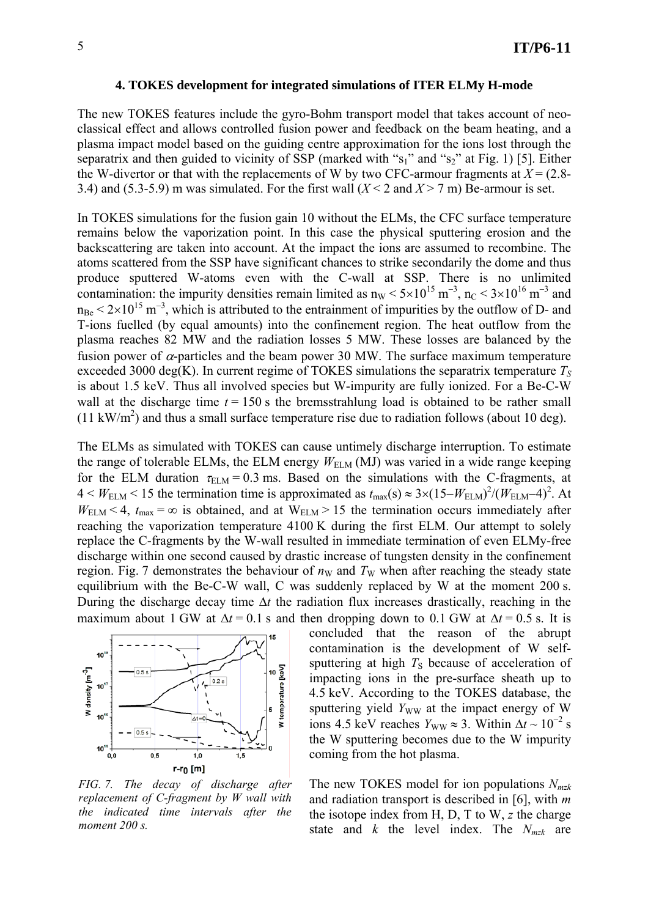### 4. TOKES development for integrated simulations of ITER ELMy H-mode

The new TOKES features include the gyro-Bohm transport model that takes account of neo-classical effect and allows controlled fusion power and feedback on the beam heating, and a plasma impact model based on the guiding centre approximation for the ions lost through the separatrix and then guided to vicinity of SSP (marked with "$s_1$" and "$s_2$" at Fig. 1) [5]. Either the W-divertor or that with the replacements of W by two CFC-armour fragments at $X = (2.8\text{-}3.4)$ and (5.3-5.9) m was simulated. For the first wall ($X < 2$ and $X > 7$ m) Be-armour is set.

In TOKES simulations for the fusion gain 10 without the ELMs, the CFC surface temperature remains below the vaporization point. In this case the physical sputtering erosion and the backscattering are taken into account. At the impact the ions are assumed to recombine. The atoms scattered from the SSP have significant chances to strike secondarily the dome and thus produce sputtered W-atoms even with the C-wall at SSP. There is no unlimited contamination: the impurity densities remain limited as $n_W < 5\times10^{15}$ m$^{-3}$, $n_C < 3\times10^{16}$ m$^{-3}$ and $n_{Be} < 2\times10^{15}$ m$^{-3}$, which is attributed to the entrainment of impurities by the outflow of D- and T-ions fuelled (by equal amounts) into the confinement region. The heat outflow from the plasma reaches 82 MW and the radiation losses 5 MW. These losses are balanced by the fusion power of $\alpha$-particles and the beam power 30 MW. The surface maximum temperature exceeded 3000 deg(K). In current regime of TOKES simulations the separatrix temperature $T_S$ is about 1.5 keV. Thus all involved species but W-impurity are fully ionized. For a Be-C-W wall at the discharge time $t = 150$ s the bremsstrahlung load is obtained to be rather small (11 kW/m$^2$) and thus a small surface temperature rise due to radiation follows (about 10 deg).

The ELMs as simulated with TOKES can cause untimely discharge interruption. To estimate the range of tolerable ELMs, the ELM energy $W_{ELM}$ (MJ) was varied in a wide range keeping for the ELM duration $\tau_{ELM} = 0.3$ ms. Based on the simulations with the C-fragments, at $4 < W_{ELM} < 15$ the termination time is approximated as $t_{max}(\text{s}) \approx 3\times(15-W_{ELM})^2/(W_{ELM}-4)^2$. At $W_{ELM} < 4$, $t_{max} = \infty$ is obtained, and at $W_{ELM} > 15$ the termination occurs immediately after reaching the vaporization temperature 4100 K during the first ELM. Our attempt to solely replace the C-fragments by the W-wall resulted in immediate termination of even ELMy-free discharge within one second caused by drastic increase of tungsten density in the confinement region. Fig. 7 demonstrates the behaviour of $n_W$ and $T_W$ when after reaching the steady state equilibrium with the Be-C-W wall, C was suddenly replaced by W at the moment 200 s. During the discharge decay time $\Delta t$ the radiation flux increases drastically, reaching in the maximum about 1 GW at $\Delta t = 0.1$ s and then dropping down to 0.1 GW at $\Delta t = 0.5$ s. It is concluded that the reason of the abrupt contamination is the development of W self-sputtering at high $T_S$ because of acceleration of impacting ions in the pre-surface sheath up to 4.5 keV. According to the TOKES database, the sputtering yield $Y_{WW}$ at the impact energy of W ions 4.5 keV reaches $Y_{WW} \approx 3$. Within $\Delta t \sim 10^{-2}$ s the W sputtering becomes due to the W impurity coming from the hot plasma.

*FIG. 7. The decay of discharge after replacement of C-fragment by W wall with the indicated time intervals after the moment 200 s.*

The new TOKES model for ion populations $N_{mzk}$ and radiation transport is described in [6], with $m$ the isotope index from H, D, T to W, $z$ the charge state and $k$ the level index. The $N_{mzk}$ are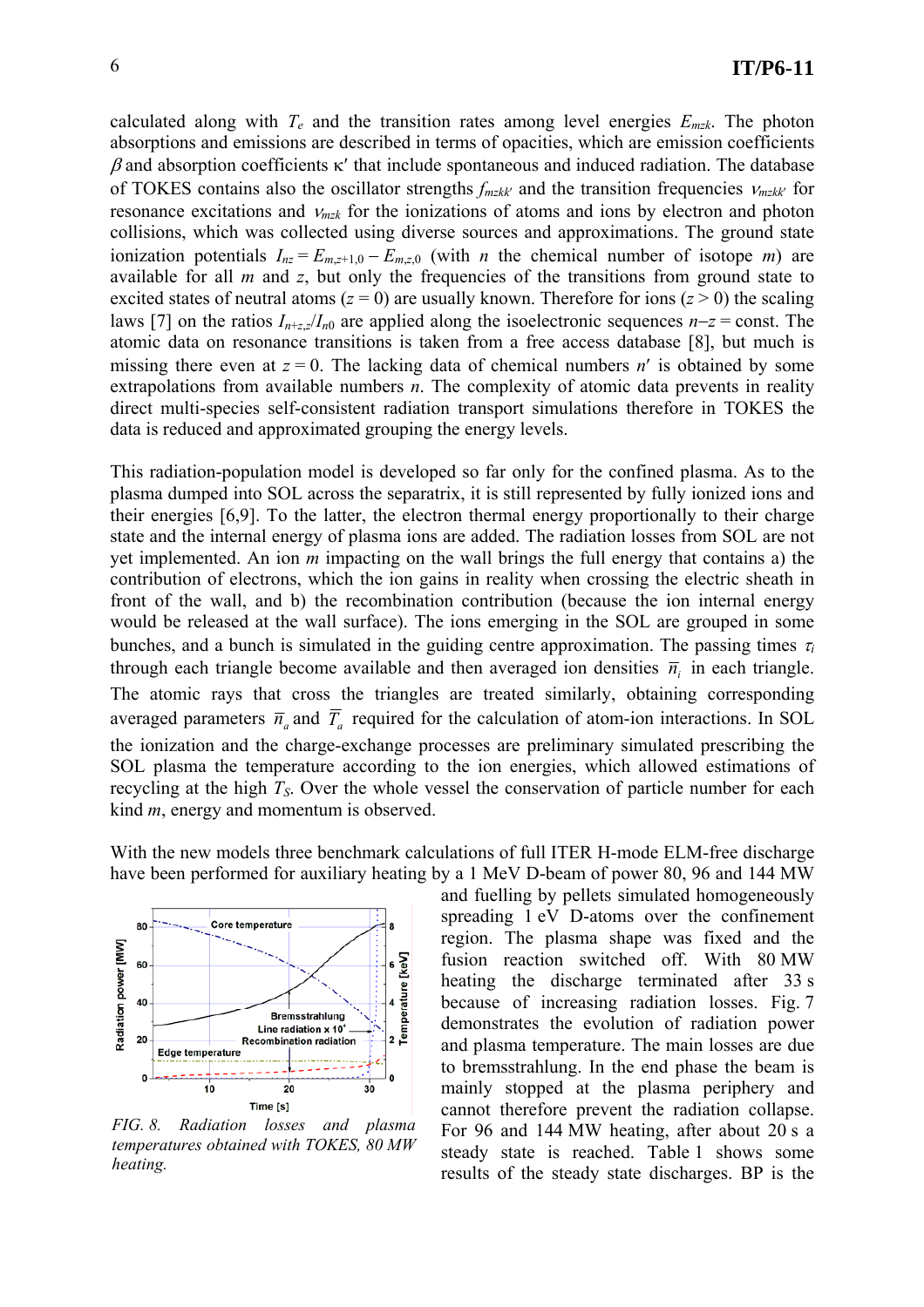calculated along with $T_e$ and the transition rates among level energies $E_{mzk}$. The photon absorptions and emissions are described in terms of opacities, which are emission coefficients $\beta$ and absorption coefficients $\kappa'$ that include spontaneous and induced radiation. The database of TOKES contains also the oscillator strengths $f_{mzkk'}$ and the transition frequencies $\nu_{mzkk'}$ for resonance excitations and $\nu_{mzk}$ for the ionizations of atoms and ions by electron and photon collisions, which was collected using diverse sources and approximations. The ground state ionization potentials $I_{nz} = E_{m,z+1,0} - E_{m,z,0}$ (with $n$ the chemical number of isotope $m$) are available for all $m$ and $z$, but only the frequencies of the transitions from ground state to excited states of neutral atoms ($z = 0$) are usually known. Therefore for ions ($z > 0$) the scaling laws [7] on the ratios $I_{n+z,z}/I_{n0}$ are applied along the isoelectronic sequences $n–z$ = const. The atomic data on resonance transitions is taken from a free access database [8], but much is missing there even at $z = 0$. The lacking data of chemical numbers $n'$ is obtained by some extrapolations from available numbers $n$. The complexity of atomic data prevents in reality direct multi-species self-consistent radiation transport simulations therefore in TOKES the data is reduced and approximated grouping the energy levels.

This radiation-population model is developed so far only for the confined plasma. As to the plasma dumped into SOL across the separatrix, it is still represented by fully ionized ions and their energies [6,9]. To the latter, the electron thermal energy proportionally to their charge state and the internal energy of plasma ions are added. The radiation losses from SOL are not yet implemented. An ion $m$ impacting on the wall brings the full energy that contains a) the contribution of electrons, which the ion gains in reality when crossing the electric sheath in front of the wall, and b) the recombination contribution (because the ion internal energy would be released at the wall surface). The ions emerging in the SOL are grouped in some bunches, and a bunch is simulated in the guiding centre approximation. The passing times $\tau_i$ through each triangle become available and then averaged ion densities $\bar{n}_i$ in each triangle. The atomic rays that cross the triangles are treated similarly, obtaining corresponding averaged parameters $\bar{n}_a$ and $\bar{T}_a$ required for the calculation of atom-ion interactions. In SOL the ionization and the charge-exchange processes are preliminary simulated prescribing the SOL plasma the temperature according to the ion energies, which allowed estimations of recycling at the high $T_S$. Over the whole vessel the conservation of particle number for each kind $m$, energy and momentum is observed.

With the new models three benchmark calculations of full ITER H-mode ELM-free discharge have been performed for auxiliary heating by a 1 MeV D-beam of power 80, 96 and 144 MW and fuelling by pellets simulated homogeneously spreading 1 eV D-atoms over the confinement region. The plasma shape was fixed and the fusion reaction switched off. With 80 MW heating the discharge terminated after 33 s because of increasing radiation losses. Fig. 7 demonstrates the evolution of radiation power and plasma temperature. The main losses are due to bremsstrahlung. In the end phase the beam is mainly stopped at the plasma periphery and cannot therefore prevent the radiation collapse. For 96 and 144 MW heating, after about 20 s a steady state is reached. Table 1 shows some results of the steady state discharges. BP is the

*FIG. 8. Radiation losses and plasma temperatures obtained with TOKES, 80 MW heating.*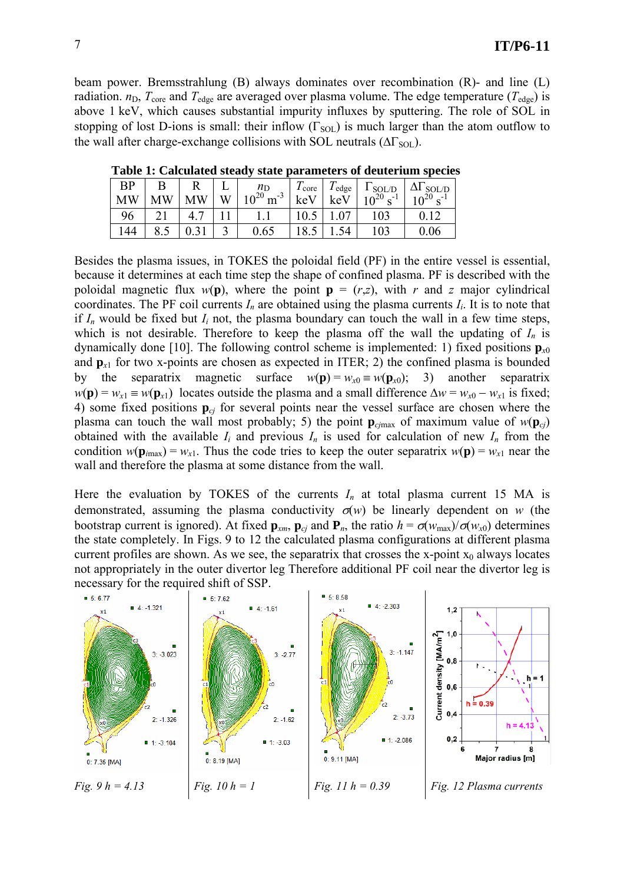beam power. Bremsstrahlung (B) always dominates over recombination (R)- and line (L) radiation. $n_D$, $T_{core}$ and $T_{edge}$ are averaged over plasma volume. The edge temperature ($T_{edge}$) is above 1 keV, which causes substantial impurity influxes by sputtering. The role of SOL in stopping of lost D-ions is small: their inflow ($\Gamma_{SOL}$) is much larger than the atom outflow to the wall after charge-exchange collisions with SOL neutrals ($\Delta\Gamma_{SOL}$).

**Table 1: Calculated steady state parameters of deuterium species**

| BP MW | B MW | R MW | L W | $n_D$ $10^{20}$ m$^{-3}$ | $T_{core}$ keV | $T_{edge}$ keV | $\Gamma_{SOL/D}$ $10^{20}$ s$^{-1}$ | $\Delta\Gamma_{SOL/D}$ $10^{20}$ s$^{-1}$ |
|---|---|---|---|---|---|---|---|---|
| 96 | 21 | 4.7 | 11 | 1.1 | 10.5 | 1.07 | 103 | 0.12 |
| 144 | 8.5 | 0.31 | 3 | 0.65 | 18.5 | 1.54 | 103 | 0.06 |

Besides the plasma issues, in TOKES the poloidal field (PF) in the entire vessel is essential, because it determines at each time step the shape of confined plasma. PF is described with the poloidal magnetic flux $w(\mathbf{p})$, where the point $\mathbf{p} = (r,z)$, with $r$ and $z$ major cylindrical coordinates. The PF coil currents $I_n$ are obtained using the plasma currents $I_i$. It is to note that if $I_n$ would be fixed but $I_i$ not, the plasma boundary can touch the wall in a few time steps, which is not desirable. Therefore to keep the plasma off the wall the updating of $I_n$ is dynamically done [10]. The following control scheme is implemented: 1) fixed positions $\mathbf{p}_{x0}$ and $\mathbf{p}_{x1}$ for two x-points are chosen as expected in ITER; 2) the confined plasma is bounded by the separatrix magnetic surface $w(\mathbf{p}) = w_{x0} \equiv w(\mathbf{p}_{x0})$; 3) another separatrix $w(\mathbf{p}) = w_{x1} \equiv w(\mathbf{p}_{x1})$ locates outside the plasma and a small difference $\Delta w = w_{x0} - w_{x1}$ is fixed; 4) some fixed positions $\mathbf{p}_{cj}$ for several points near the vessel surface are chosen where the plasma can touch the wall most probably; 5) the point $\mathbf{p}_{cjmax}$ of maximum value of $w(\mathbf{p}_{cj})$ obtained with the available $I_i$ and previous $I_n$ is used for calculation of new $I_n$ from the condition $w(\mathbf{p}_{imax}) = w_{x1}$. Thus the code tries to keep the outer separatrix $w(\mathbf{p}) = w_{x1}$ near the wall and therefore the plasma at some distance from the wall.

Here the evaluation by TOKES of the currents $I_n$ at total plasma current 15 MA is demonstrated, assuming the plasma conductivity $\sigma(w)$ be linearly dependent on $w$ (the bootstrap current is ignored). At fixed $\mathbf{p}_{xm}$, $\mathbf{p}_{cj}$ and $\mathbf{P}_n$, the ratio $h = \sigma(w_{max})/\sigma(w_{x0})$ determines the state completely. In Figs. 9 to 12 the calculated plasma configurations at different plasma current profiles are shown. As we see, the separatrix that crosses the x-point $x_0$ always locates not appropriately in the outer divertor leg Therefore additional PF coil near the divertor leg is necessary for the required shift of SSP.

*Fig. 9 h = 4.13* *Fig. 10 h = 1* *Fig. 11 h = 0.39* *Fig. 12 Plasma currents*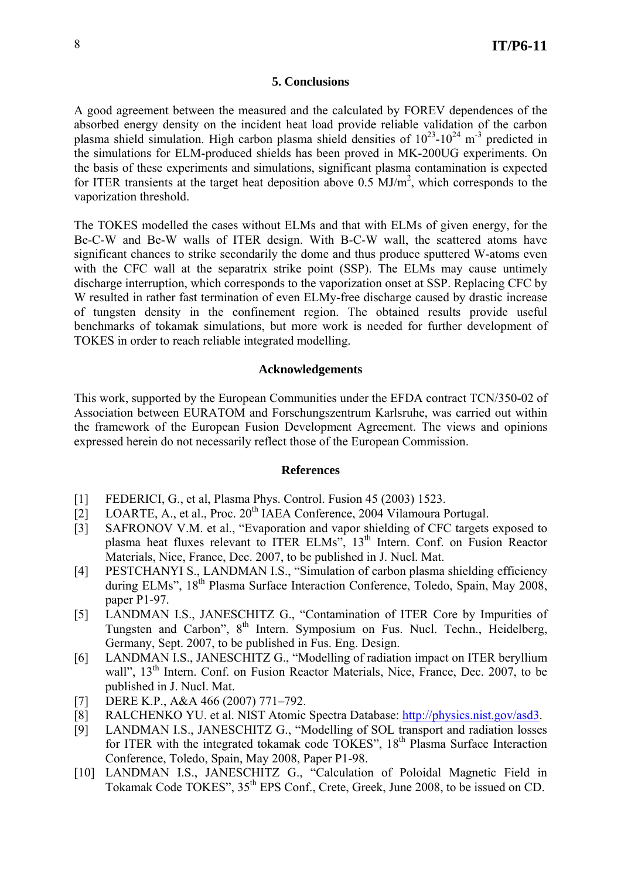## 5. Conclusions

A good agreement between the measured and the calculated by FOREV dependences of the absorbed energy density on the incident heat load provide reliable validation of the carbon plasma shield simulation. High carbon plasma shield densities of $10^{23}$-$10^{24}$ $m^{-3}$ predicted in the simulations for ELM-produced shields has been proved in MK-200UG experiments. On the basis of these experiments and simulations, significant plasma contamination is expected for ITER transients at the target heat deposition above 0.5 $MJ/m^2$, which corresponds to the vaporization threshold.

The TOKES modelled the cases without ELMs and that with ELMs of given energy, for the Be-C-W and Be-W walls of ITER design. With B-C-W wall, the scattered atoms have significant chances to strike secondarily the dome and thus produce sputtered W-atoms even with the CFC wall at the separatrix strike point (SSP). The ELMs may cause untimely discharge interruption, which corresponds to the vaporization onset at SSP. Replacing CFC by W resulted in rather fast termination of even ELMy-free discharge caused by drastic increase of tungsten density in the confinement region. The obtained results provide useful benchmarks of tokamak simulations, but more work is needed for further development of TOKES in order to reach reliable integrated modelling.

## Acknowledgements

This work, supported by the European Communities under the EFDA contract TCN/350-02 of Association between EURATOM and Forschungszentrum Karlsruhe, was carried out within the framework of the European Fusion Development Agreement. The views and opinions expressed herein do not necessarily reflect those of the European Commission.

## References

[1] FEDERICI, G., et al, Plasma Phys. Control. Fusion 45 (2003) 1523.

[2] LOARTE, A., et al., Proc. 20th IAEA Conference, 2004 Vilamoura Portugal.

[3] SAFRONOV V.M. et al., "Evaporation and vapor shielding of CFC targets exposed to plasma heat fluxes relevant to ITER ELMs", 13th Intern. Conf. on Fusion Reactor Materials, Nice, France, Dec. 2007, to be published in J. Nucl. Mat.

[4] PESTCHANYI S., LANDMAN I.S., "Simulation of carbon plasma shielding efficiency during ELMs", 18th Plasma Surface Interaction Conference, Toledo, Spain, May 2008, paper P1-97.

[5] LANDMAN I.S., JANESCHITZ G., "Contamination of ITER Core by Impurities of Tungsten and Carbon", 8th Intern. Symposium on Fus. Nucl. Techn., Heidelberg, Germany, Sept. 2007, to be published in Fus. Eng. Design.

[6] LANDMAN I.S., JANESCHITZ G., "Modelling of radiation impact on ITER beryllium wall", 13th Intern. Conf. on Fusion Reactor Materials, Nice, France, Dec. 2007, to be published in J. Nucl. Mat.

[7] DERE K.P., A&A 466 (2007) 771–792.

[8] RALCHENKO YU. et al. NIST Atomic Spectra Database: http://physics.nist.gov/asd3.

[9] LANDMAN I.S., JANESCHITZ G., "Modelling of SOL transport and radiation losses for ITER with the integrated tokamak code TOKES", 18th Plasma Surface Interaction Conference, Toledo, Spain, May 2008, Paper P1-98.

[10] LANDMAN I.S., JANESCHITZ G., "Calculation of Poloidal Magnetic Field in Tokamak Code TOKES", 35th EPS Conf., Crete, Greek, June 2008, to be issued on CD.